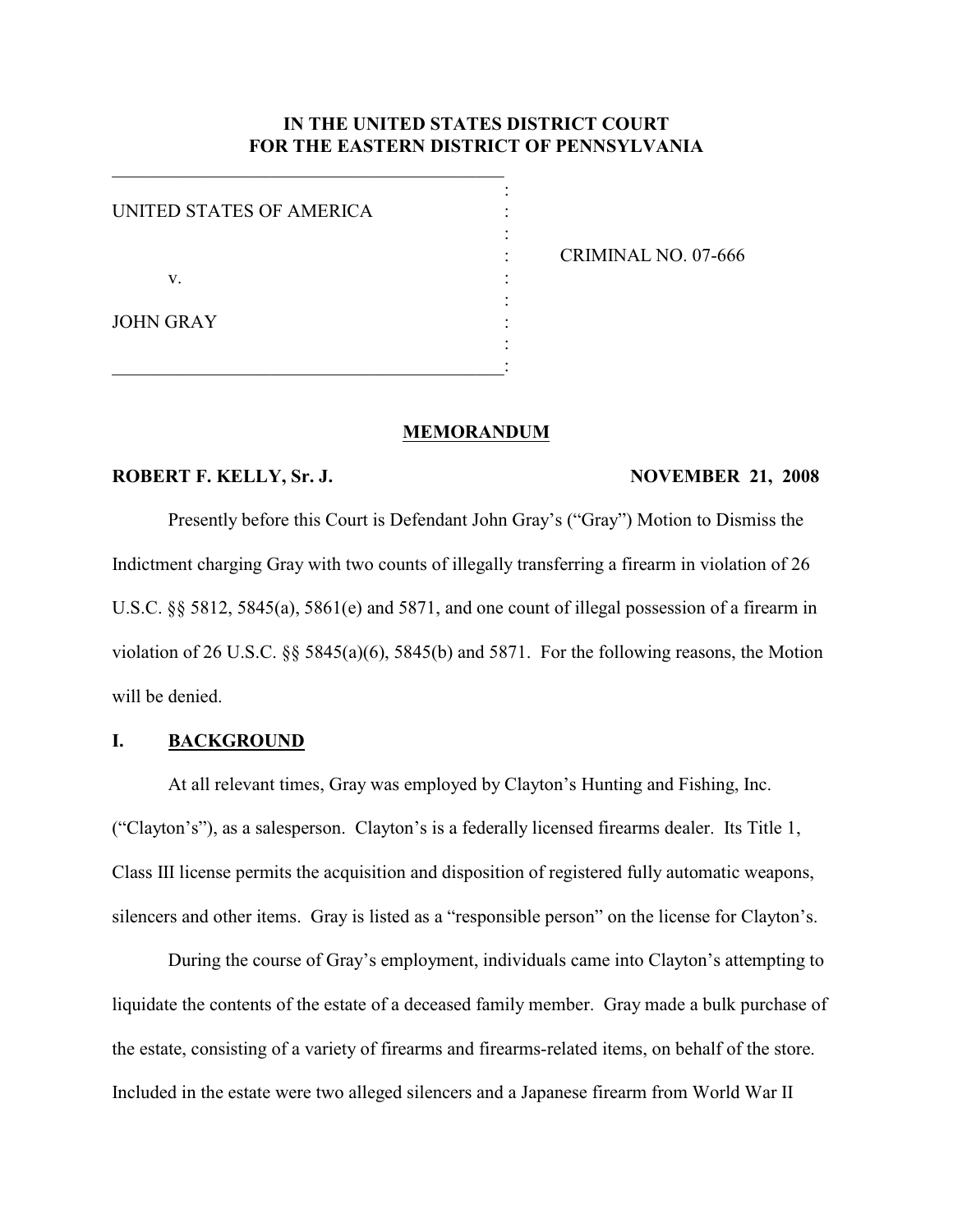# IN THE UNITED STATES DISTRICT COURT FOR THE EASTERN DISTRICT OF PENNSYLVANIA

| | | |
|---|---|---|
| UNITED STATES OF AMERICA | : | |
| | : | CRIMINAL NO. 07-666 |
| v. | : | |
| | : | |
| JOHN GRAY | : | |

## MEMORANDUM

**ROBERT F. KELLY, Sr. J.** **NOVEMBER 21, 2008**

Presently before this Court is Defendant John Gray's ("Gray") Motion to Dismiss the Indictment charging Gray with two counts of illegally transferring a firearm in violation of 26 U.S.C. §§ 5812, 5845(a), 5861(e) and 5871, and one count of illegal possession of a firearm in violation of 26 U.S.C. §§ 5845(a)(6), 5845(b) and 5871. For the following reasons, the Motion will be denied.

### I. BACKGROUND

At all relevant times, Gray was employed by Clayton's Hunting and Fishing, Inc. ("Clayton's"), as a salesperson. Clayton's is a federally licensed firearms dealer. Its Title 1, Class III license permits the acquisition and disposition of registered fully automatic weapons, silencers and other items. Gray is listed as a "responsible person" on the license for Clayton's.

During the course of Gray's employment, individuals came into Clayton's attempting to liquidate the contents of the estate of a deceased family member. Gray made a bulk purchase of the estate, consisting of a variety of firearms and firearms-related items, on behalf of the store. Included in the estate were two alleged silencers and a Japanese firearm from World War II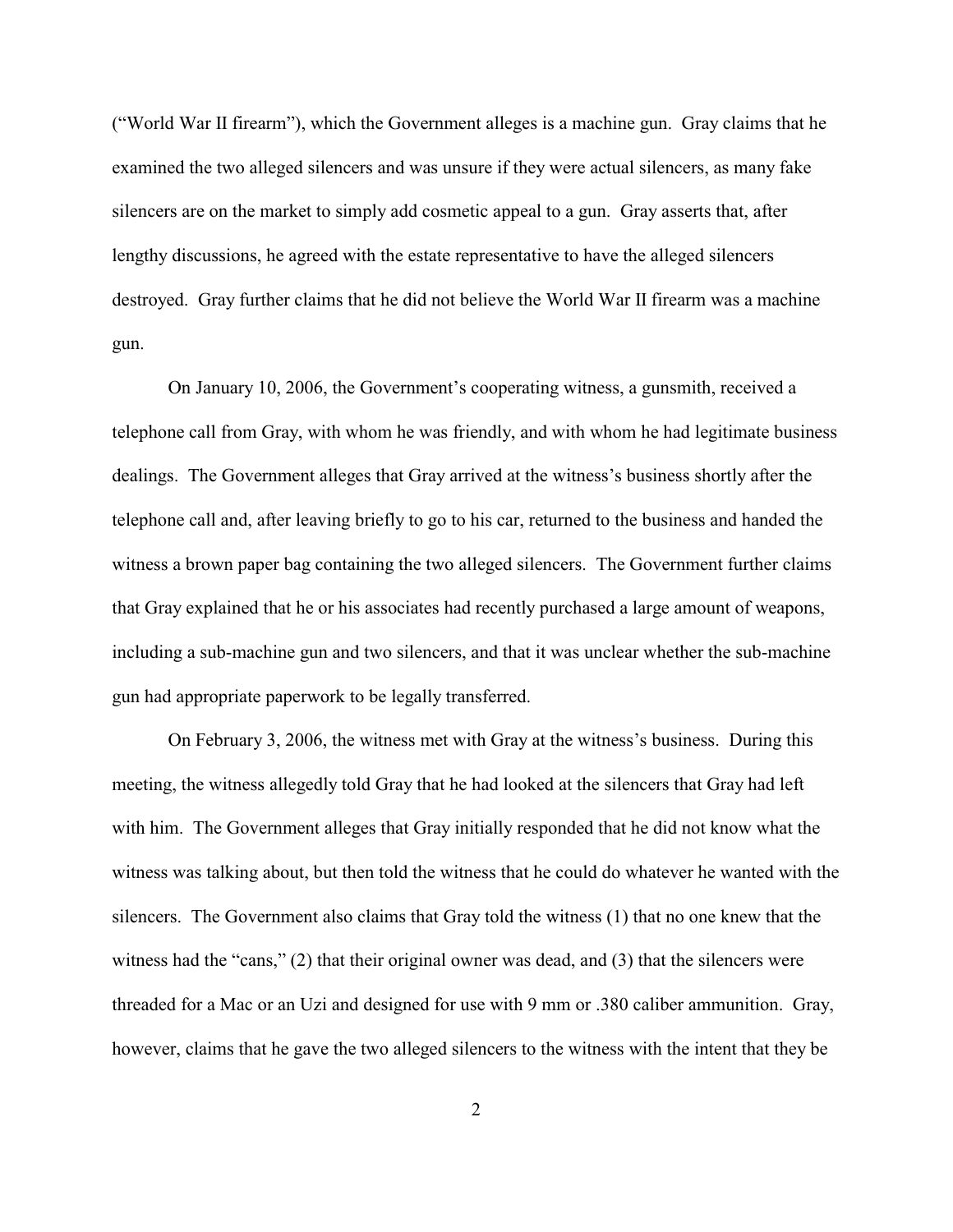("World War II firearm"), which the Government alleges is a machine gun. Gray claims that he examined the two alleged silencers and was unsure if they were actual silencers, as many fake silencers are on the market to simply add cosmetic appeal to a gun. Gray asserts that, after lengthy discussions, he agreed with the estate representative to have the alleged silencers destroyed. Gray further claims that he did not believe the World War II firearm was a machine gun.

On January 10, 2006, the Government's cooperating witness, a gunsmith, received a telephone call from Gray, with whom he was friendly, and with whom he had legitimate business dealings. The Government alleges that Gray arrived at the witness's business shortly after the telephone call and, after leaving briefly to go to his car, returned to the business and handed the witness a brown paper bag containing the two alleged silencers. The Government further claims that Gray explained that he or his associates had recently purchased a large amount of weapons, including a sub-machine gun and two silencers, and that it was unclear whether the sub-machine gun had appropriate paperwork to be legally transferred.

On February 3, 2006, the witness met with Gray at the witness's business. During this meeting, the witness allegedly told Gray that he had looked at the silencers that Gray had left with him. The Government alleges that Gray initially responded that he did not know what the witness was talking about, but then told the witness that he could do whatever he wanted with the silencers. The Government also claims that Gray told the witness (1) that no one knew that the witness had the "cans," (2) that their original owner was dead, and (3) that the silencers were threaded for a Mac or an Uzi and designed for use with 9 mm or .380 caliber ammunition. Gray, however, claims that he gave the two alleged silencers to the witness with the intent that they be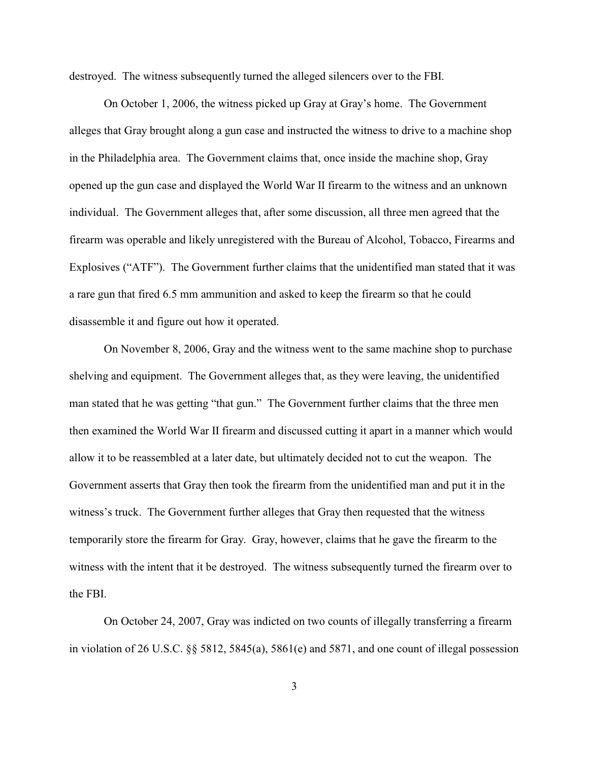destroyed. The witness subsequently turned the alleged silencers over to the FBI.

On October 1, 2006, the witness picked up Gray at Gray's home. The Government alleges that Gray brought along a gun case and instructed the witness to drive to a machine shop in the Philadelphia area. The Government claims that, once inside the machine shop, Gray opened up the gun case and displayed the World War II firearm to the witness and an unknown individual. The Government alleges that, after some discussion, all three men agreed that the firearm was operable and likely unregistered with the Bureau of Alcohol, Tobacco, Firearms and Explosives ("ATF"). The Government further claims that the unidentified man stated that it was a rare gun that fired 6.5 mm ammunition and asked to keep the firearm so that he could disassemble it and figure out how it operated.

On November 8, 2006, Gray and the witness went to the same machine shop to purchase shelving and equipment. The Government alleges that, as they were leaving, the unidentified man stated that he was getting "that gun." The Government further claims that the three men then examined the World War II firearm and discussed cutting it apart in a manner which would allow it to be reassembled at a later date, but ultimately decided not to cut the weapon. The Government asserts that Gray then took the firearm from the unidentified man and put it in the witness's truck. The Government further alleges that Gray then requested that the witness temporarily store the firearm for Gray. Gray, however, claims that he gave the firearm to the witness with the intent that it be destroyed. The witness subsequently turned the firearm over to the FBI.

On October 24, 2007, Gray was indicted on two counts of illegally transferring a firearm in violation of 26 U.S.C. §§ 5812, 5845(a), 5861(e) and 5871, and one count of illegal possession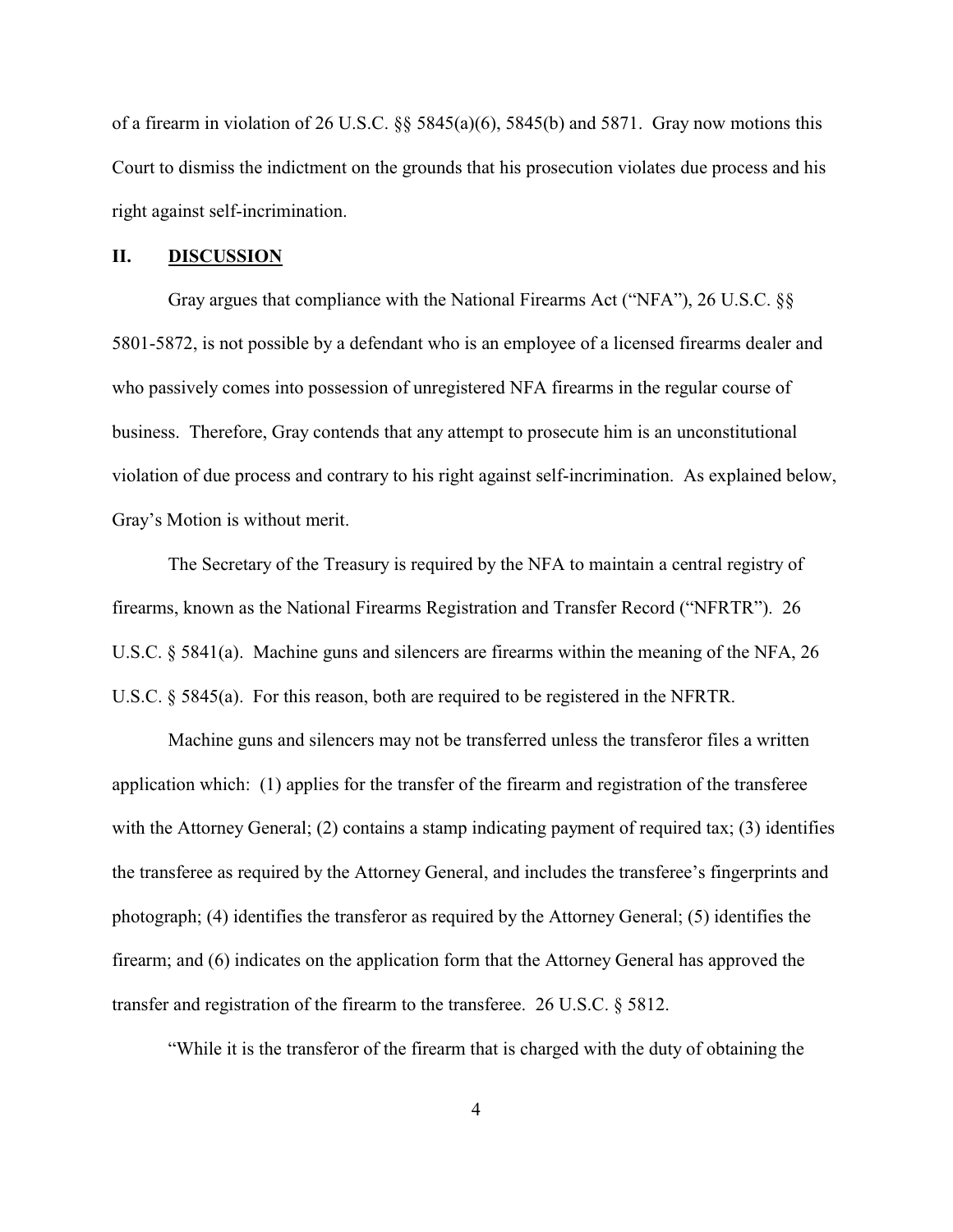of a firearm in violation of 26 U.S.C. §§ 5845(a)(6), 5845(b) and 5871. Gray now motions this Court to dismiss the indictment on the grounds that his prosecution violates due process and his right against self-incrimination.

## II. DISCUSSION

Gray argues that compliance with the National Firearms Act ("NFA"), 26 U.S.C. §§ 5801-5872, is not possible by a defendant who is an employee of a licensed firearms dealer and who passively comes into possession of unregistered NFA firearms in the regular course of business. Therefore, Gray contends that any attempt to prosecute him is an unconstitutional violation of due process and contrary to his right against self-incrimination. As explained below, Gray's Motion is without merit.

The Secretary of the Treasury is required by the NFA to maintain a central registry of firearms, known as the National Firearms Registration and Transfer Record ("NFRTR"). 26 U.S.C. § 5841(a). Machine guns and silencers are firearms within the meaning of the NFA, 26 U.S.C. § 5845(a). For this reason, both are required to be registered in the NFRTR.

Machine guns and silencers may not be transferred unless the transferor files a written application which: (1) applies for the transfer of the firearm and registration of the transferee with the Attorney General; (2) contains a stamp indicating payment of required tax; (3) identifies the transferee as required by the Attorney General, and includes the transferee's fingerprints and photograph; (4) identifies the transferor as required by the Attorney General; (5) identifies the firearm; and (6) indicates on the application form that the Attorney General has approved the transfer and registration of the firearm to the transferee. 26 U.S.C. § 5812.

"While it is the transferor of the firearm that is charged with the duty of obtaining the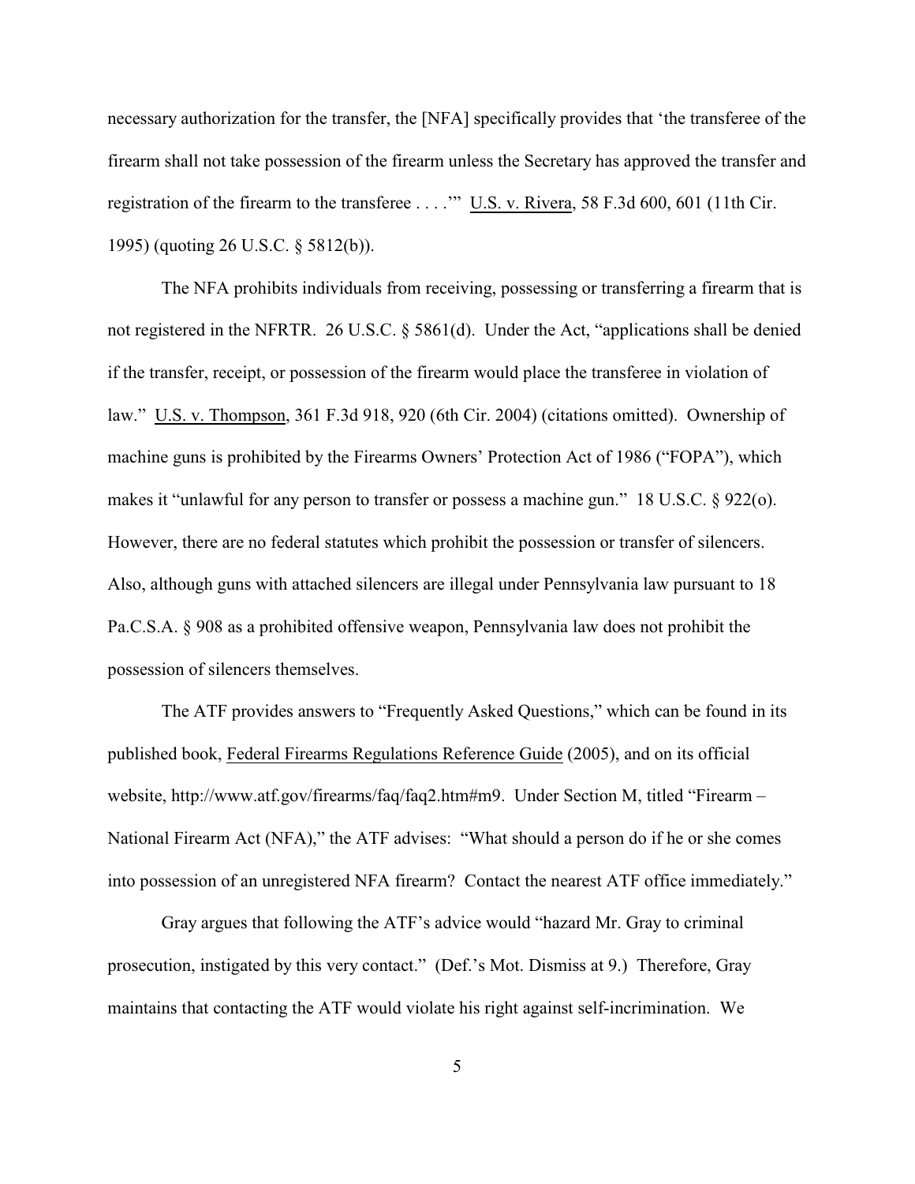necessary authorization for the transfer, the [NFA] specifically provides that 'the transferee of the firearm shall not take possession of the firearm unless the Secretary has approved the transfer and registration of the firearm to the transferee . . . .'" U.S. v. Rivera, 58 F.3d 600, 601 (11th Cir. 1995) (quoting 26 U.S.C. § 5812(b)).

The NFA prohibits individuals from receiving, possessing or transferring a firearm that is not registered in the NFRTR. 26 U.S.C. § 5861(d). Under the Act, "applications shall be denied if the transfer, receipt, or possession of the firearm would place the transferee in violation of law." U.S. v. Thompson, 361 F.3d 918, 920 (6th Cir. 2004) (citations omitted). Ownership of machine guns is prohibited by the Firearms Owners' Protection Act of 1986 ("FOPA"), which makes it "unlawful for any person to transfer or possess a machine gun." 18 U.S.C. § 922(o). However, there are no federal statutes which prohibit the possession or transfer of silencers. Also, although guns with attached silencers are illegal under Pennsylvania law pursuant to 18 Pa.C.S.A. § 908 as a prohibited offensive weapon, Pennsylvania law does not prohibit the possession of silencers themselves.

The ATF provides answers to "Frequently Asked Questions," which can be found in its published book, Federal Firearms Regulations Reference Guide (2005), and on its official website, http://www.atf.gov/firearms/faq/faq2.htm#m9. Under Section M, titled "Firearm – National Firearm Act (NFA)," the ATF advises: "What should a person do if he or she comes into possession of an unregistered NFA firearm? Contact the nearest ATF office immediately."

Gray argues that following the ATF's advice would "hazard Mr. Gray to criminal prosecution, instigated by this very contact." (Def.'s Mot. Dismiss at 9.) Therefore, Gray maintains that contacting the ATF would violate his right against self-incrimination. We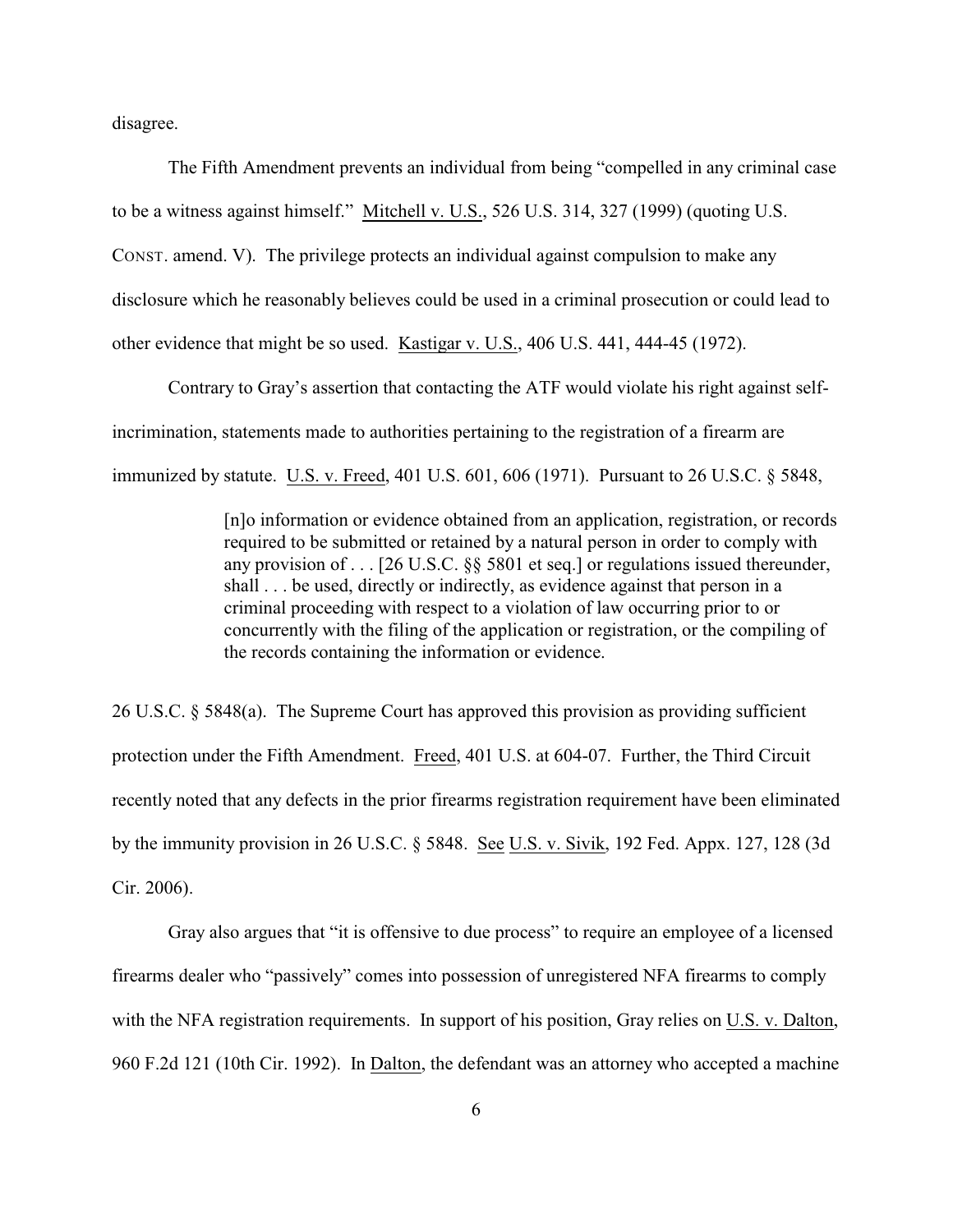disagree.

The Fifth Amendment prevents an individual from being "compelled in any criminal case to be a witness against himself." Mitchell v. U.S., 526 U.S. 314, 327 (1999) (quoting U.S. CONST. amend. V). The privilege protects an individual against compulsion to make any disclosure which he reasonably believes could be used in a criminal prosecution or could lead to other evidence that might be so used. Kastigar v. U.S., 406 U.S. 441, 444-45 (1972).

Contrary to Gray's assertion that contacting the ATF would violate his right against self-incrimination, statements made to authorities pertaining to the registration of a firearm are immunized by statute. U.S. v. Freed, 401 U.S. 601, 606 (1971). Pursuant to 26 U.S.C. § 5848,

> [n]o information or evidence obtained from an application, registration, or records required to be submitted or retained by a natural person in order to comply with any provision of . . . [26 U.S.C. §§ 5801 et seq.] or regulations issued thereunder, shall . . . be used, directly or indirectly, as evidence against that person in a criminal proceeding with respect to a violation of law occurring prior to or concurrently with the filing of the application or registration, or the compiling of the records containing the information or evidence.

26 U.S.C. § 5848(a). The Supreme Court has approved this provision as providing sufficient protection under the Fifth Amendment. Freed, 401 U.S. at 604-07. Further, the Third Circuit recently noted that any defects in the prior firearms registration requirement have been eliminated by the immunity provision in 26 U.S.C. § 5848. See U.S. v. Sivik, 192 Fed. Appx. 127, 128 (3d Cir. 2006).

Gray also argues that "it is offensive to due process" to require an employee of a licensed firearms dealer who "passively" comes into possession of unregistered NFA firearms to comply with the NFA registration requirements. In support of his position, Gray relies on U.S. v. Dalton, 960 F.2d 121 (10th Cir. 1992). In Dalton, the defendant was an attorney who accepted a machine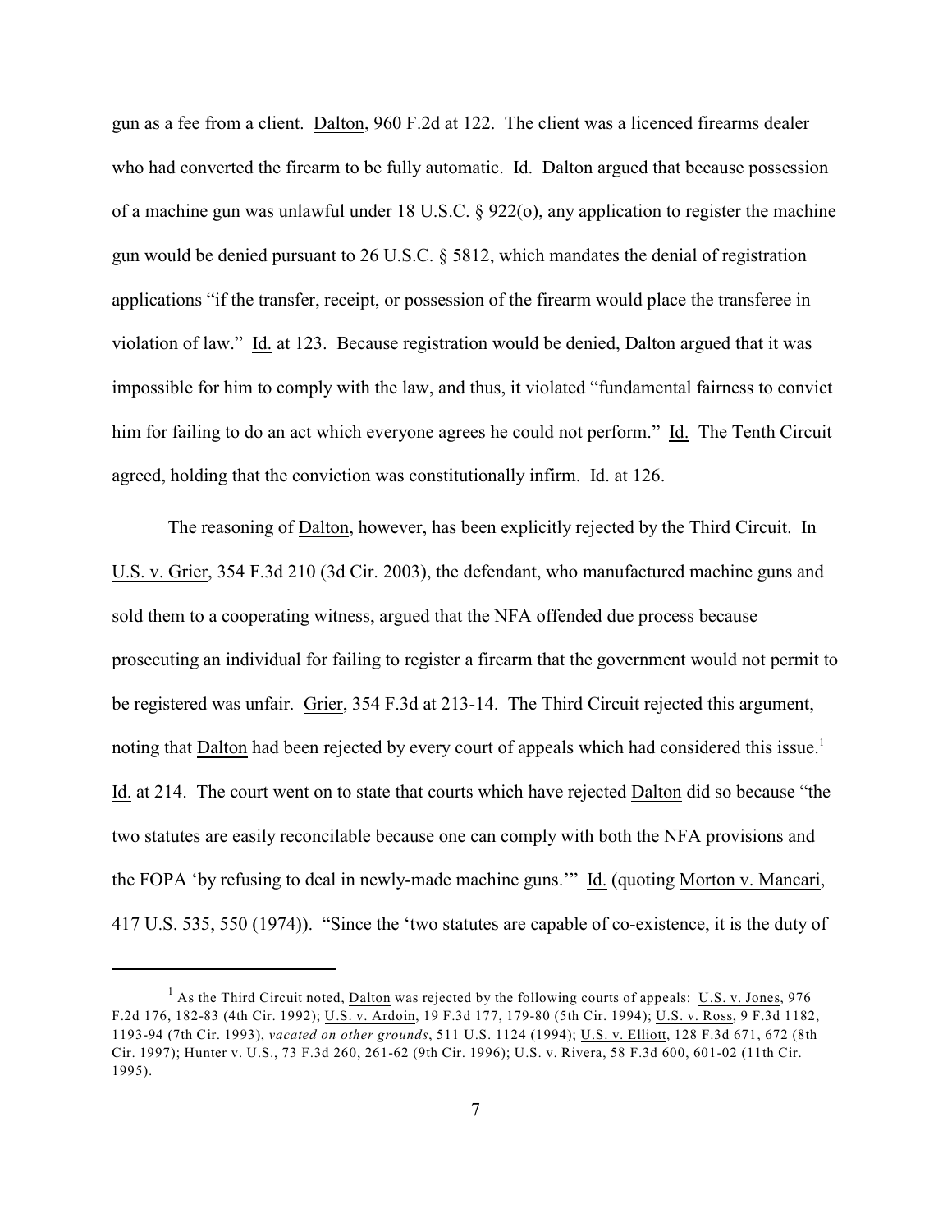gun as a fee from a client. Dalton, 960 F.2d at 122. The client was a licenced firearms dealer who had converted the firearm to be fully automatic. Id. Dalton argued that because possession of a machine gun was unlawful under 18 U.S.C. § 922(o), any application to register the machine gun would be denied pursuant to 26 U.S.C. § 5812, which mandates the denial of registration applications "if the transfer, receipt, or possession of the firearm would place the transferee in violation of law." Id. at 123. Because registration would be denied, Dalton argued that it was impossible for him to comply with the law, and thus, it violated "fundamental fairness to convict him for failing to do an act which everyone agrees he could not perform." Id. The Tenth Circuit agreed, holding that the conviction was constitutionally infirm. Id. at 126.

The reasoning of Dalton, however, has been explicitly rejected by the Third Circuit. In U.S. v. Grier, 354 F.3d 210 (3d Cir. 2003), the defendant, who manufactured machine guns and sold them to a cooperating witness, argued that the NFA offended due process because prosecuting an individual for failing to register a firearm that the government would not permit to be registered was unfair. Grier, 354 F.3d at 213-14. The Third Circuit rejected this argument, noting that Dalton had been rejected by every court of appeals which had considered this issue.[1] Id. at 214. The court went on to state that courts which have rejected Dalton did so because "the two statutes are easily reconcilable because one can comply with both the NFA provisions and the FOPA 'by refusing to deal in newly-made machine guns.'" Id. (quoting Morton v. Mancari, 417 U.S. 535, 550 (1974)). "Since the 'two statutes are capable of co-existence, it is the duty of

---

[1] As the Third Circuit noted, Dalton was rejected by the following courts of appeals: U.S. v. Jones, 976 F.2d 176, 182-83 (4th Cir. 1992); U.S. v. Ardoin, 19 F.3d 177, 179-80 (5th Cir. 1994); U.S. v. Ross, 9 F.3d 1182, 1193-94 (7th Cir. 1993), *vacated on other grounds*, 511 U.S. 1124 (1994); U.S. v. Elliott, 128 F.3d 671, 672 (8th Cir. 1997); Hunter v. U.S., 73 F.3d 260, 261-62 (9th Cir. 1996); U.S. v. Rivera, 58 F.3d 600, 601-02 (11th Cir. 1995).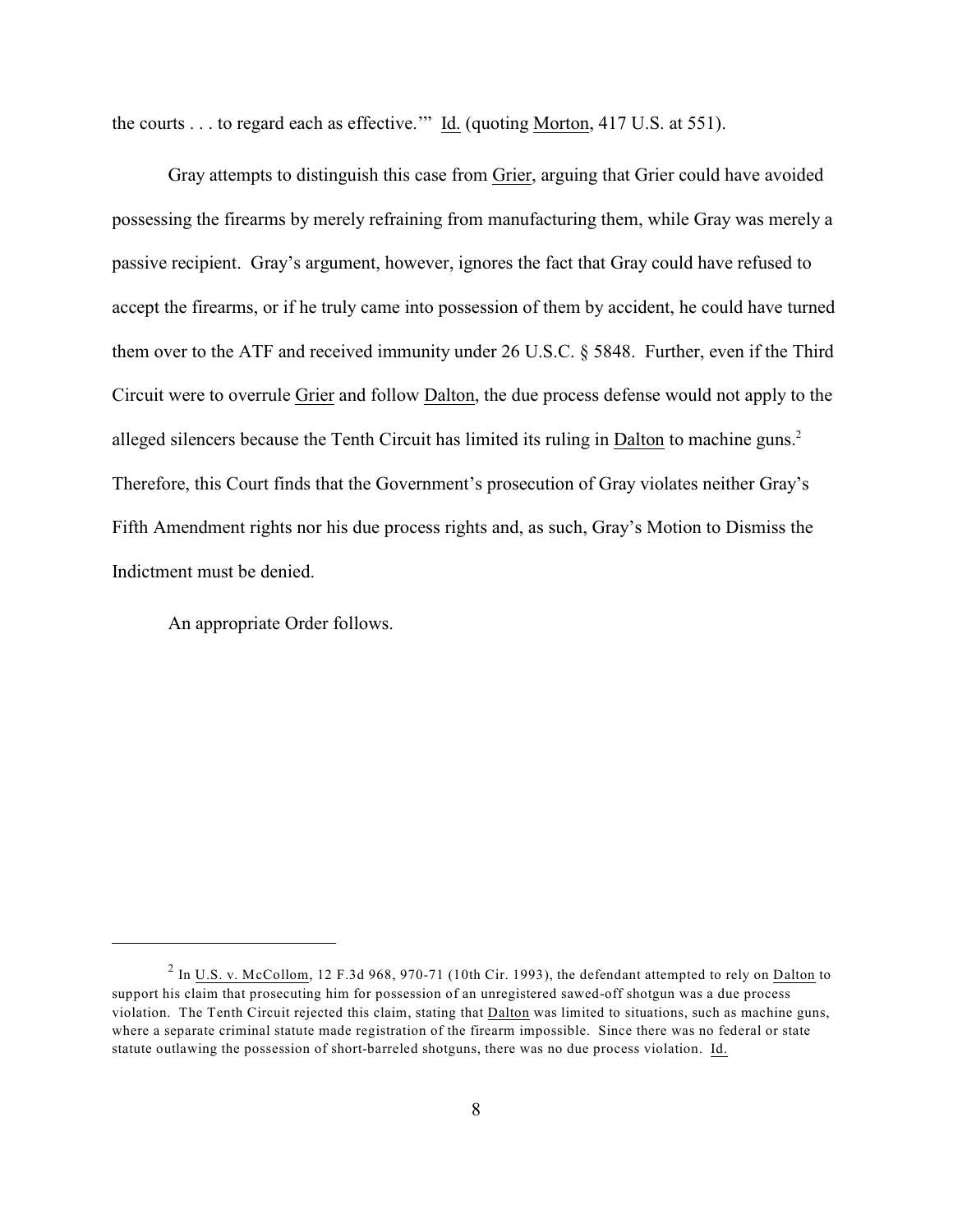the courts . . . to regard each as effective.'" Id. (quoting Morton, 417 U.S. at 551).

Gray attempts to distinguish this case from Grier, arguing that Grier could have avoided possessing the firearms by merely refraining from manufacturing them, while Gray was merely a passive recipient. Gray's argument, however, ignores the fact that Gray could have refused to accept the firearms, or if he truly came into possession of them by accident, he could have turned them over to the ATF and received immunity under 26 U.S.C. § 5848. Further, even if the Third Circuit were to overrule Grier and follow Dalton, the due process defense would not apply to the alleged silencers because the Tenth Circuit has limited its ruling in Dalton to machine guns.[2] Therefore, this Court finds that the Government's prosecution of Gray violates neither Gray's Fifth Amendment rights nor his due process rights and, as such, Gray's Motion to Dismiss the Indictment must be denied.

An appropriate Order follows.

---

[2] In U.S. v. McCollom, 12 F.3d 968, 970-71 (10th Cir. 1993), the defendant attempted to rely on Dalton to support his claim that prosecuting him for possession of an unregistered sawed-off shotgun was a due process violation. The Tenth Circuit rejected this claim, stating that Dalton was limited to situations, such as machine guns, where a separate criminal statute made registration of the firearm impossible. Since there was no federal or state statute outlawing the possession of short-barreled shotguns, there was no due process violation. Id.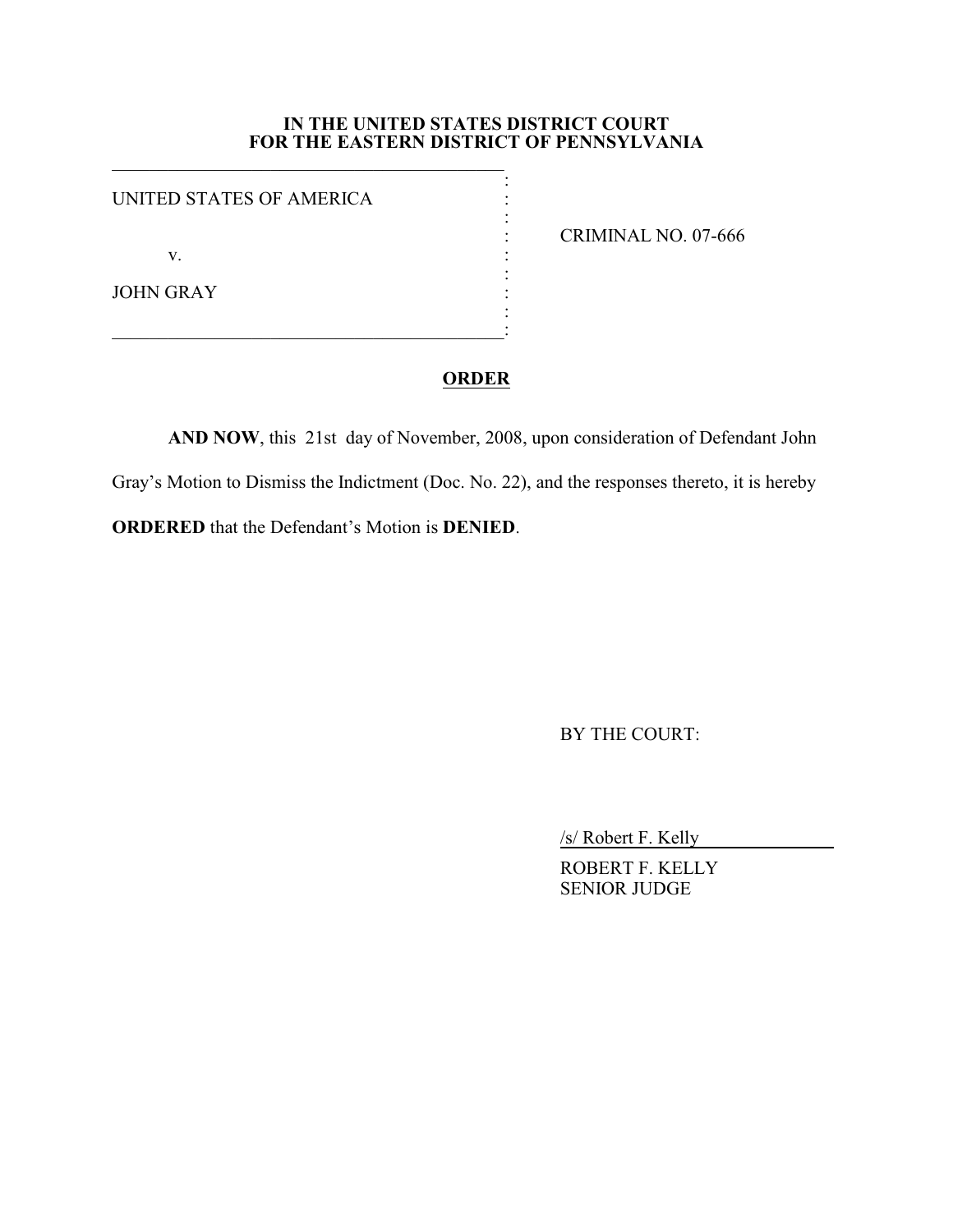**IN THE UNITED STATES DISTRICT COURT**
**FOR THE EASTERN DISTRICT OF PENNSYLVANIA**

UNITED STATES OF AMERICA

v.

JOHN GRAY

CRIMINAL NO. 07-666

## ORDER

**AND NOW**, this 21st day of November, 2008, upon consideration of Defendant John Gray's Motion to Dismiss the Indictment (Doc. No. 22), and the responses thereto, it is hereby **ORDERED** that the Defendant's Motion is **DENIED**.

BY THE COURT:

/s/ Robert F. Kelly

ROBERT F. KELLY
SENIOR JUDGE